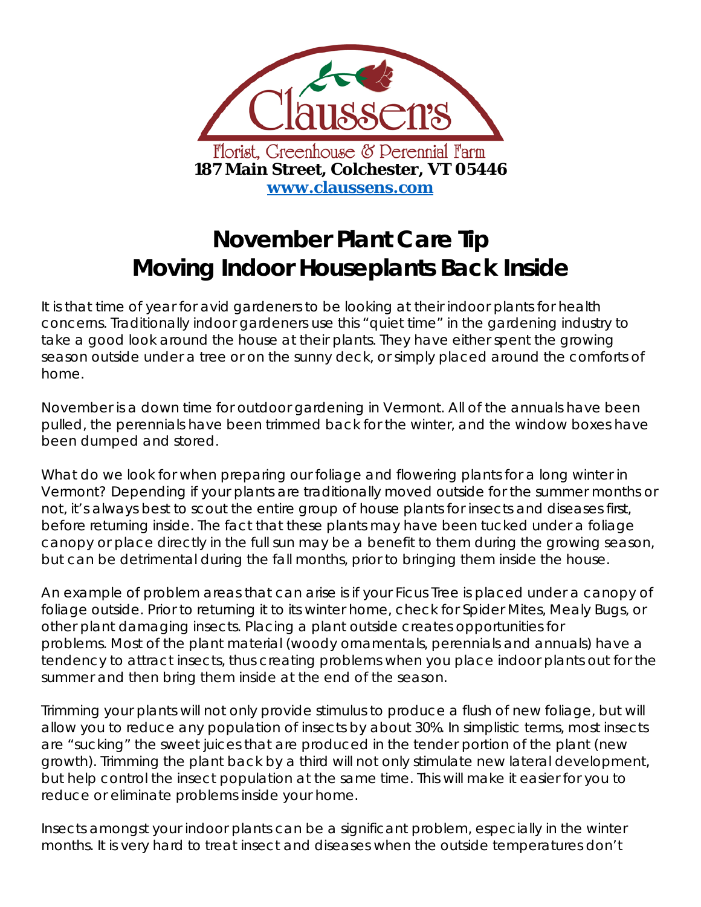Claussen's

Florist, Greenhouse & Perennial Farm

**187 Main Street, Colchester, VT 05446**

**www.claussens.com**

# November Plant Care Tip
# Moving Indoor Houseplants Back Inside

It is that time of year for avid gardeners to be looking at their indoor plants for health concerns. Traditionally indoor gardeners use this "quiet time" in the gardening industry to take a good look around the house at their plants. They have either spent the growing season outside under a tree or on the sunny deck, or simply placed around the comforts of home.

November is a down time for outdoor gardening in Vermont. All of the annuals have been pulled, the perennials have been trimmed back for the winter, and the window boxes have been dumped and stored.

What do we look for when preparing our foliage and flowering plants for a long winter in Vermont? Depending if your plants are traditionally moved outside for the summer months or not, it's always best to scout the entire group of house plants for insects and diseases first, before returning inside. The fact that these plants may have been tucked under a foliage canopy or place directly in the full sun may be a benefit to them during the growing season, but can be detrimental during the fall months, prior to bringing them inside the house.

An example of problem areas that can arise is if your Ficus Tree is placed under a canopy of foliage outside. Prior to returning it to its winter home, check for Spider Mites, Mealy Bugs, or other plant damaging insects. Placing a plant outside creates opportunities for problems. Most of the plant material (woody ornamentals, perennials and annuals) have a tendency to attract insects, thus creating problems when you place indoor plants out for the summer and then bring them inside at the end of the season.

Trimming your plants will not only provide stimulus to produce a flush of new foliage, but will allow you to reduce any population of insects by about 30%. In simplistic terms, most insects are "sucking" the sweet juices that are produced in the tender portion of the plant (new growth). Trimming the plant back by a third will not only stimulate new lateral development, but help control the insect population at the same time. This will make it easier for you to reduce or eliminate problems inside your home.

Insects amongst your indoor plants can be a significant problem, especially in the winter months. It is very hard to treat insect and diseases when the outside temperatures don't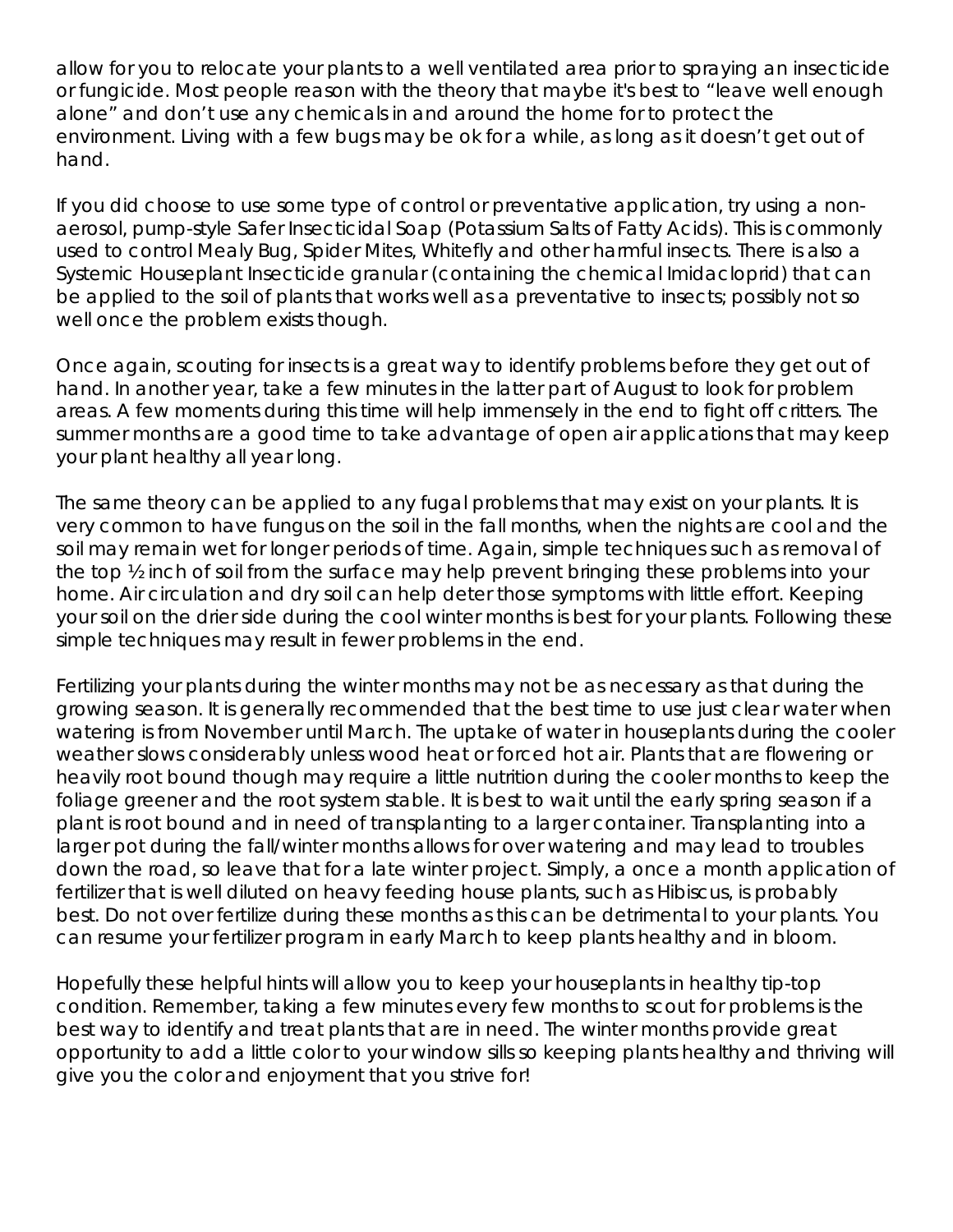allow for you to relocate your plants to a well ventilated area prior to spraying an insecticide or fungicide. Most people reason with the theory that maybe it's best to "leave well enough alone" and don't use any chemicals in and around the home for to protect the environment. Living with a few bugs may be ok for a while, as long as it doesn't get out of hand.

If you did choose to use some type of control or preventative application, try using a non-aerosol, pump-style Safer Insecticidal Soap (Potassium Salts of Fatty Acids). This is commonly used to control Mealy Bug, Spider Mites, Whitefly and other harmful insects. There is also a Systemic Houseplant Insecticide granular (containing the chemical Imidacloprid) that can be applied to the soil of plants that works well as a preventative to insects; possibly not so well once the problem exists though.

Once again, scouting for insects is a great way to identify problems before they get out of hand. In another year, take a few minutes in the latter part of August to look for problem areas. A few moments during this time will help immensely in the end to fight off critters. The summer months are a good time to take advantage of open air applications that may keep your plant healthy all year long.

The same theory can be applied to any fugal problems that may exist on your plants. It is very common to have fungus on the soil in the fall months, when the nights are cool and the soil may remain wet for longer periods of time. Again, simple techniques such as removal of the top ½ inch of soil from the surface may help prevent bringing these problems into your home. Air circulation and dry soil can help deter those symptoms with little effort. Keeping your soil on the drier side during the cool winter months is best for your plants. Following these simple techniques may result in fewer problems in the end.

Fertilizing your plants during the winter months may not be as necessary as that during the growing season. It is generally recommended that the best time to use just clear water when watering is from November until March. The uptake of water in houseplants during the cooler weather slows considerably unless wood heat or forced hot air. Plants that are flowering or heavily root bound though may require a little nutrition during the cooler months to keep the foliage greener and the root system stable. It is best to wait until the early spring season if a plant is root bound and in need of transplanting to a larger container. Transplanting into a larger pot during the fall/winter months allows for over watering and may lead to troubles down the road, so leave that for a late winter project. Simply, a once a month application of fertilizer that is well diluted on heavy feeding house plants, such as Hibiscus, is probably best. Do not over fertilize during these months as this can be detrimental to your plants. You can resume your fertilizer program in early March to keep plants healthy and in bloom.

Hopefully these helpful hints will allow you to keep your houseplants in healthy tip-top condition. Remember, taking a few minutes every few months to scout for problems is the best way to identify and treat plants that are in need. The winter months provide great opportunity to add a little color to your window sills so keeping plants healthy and thriving will give you the color and enjoyment that you strive for!